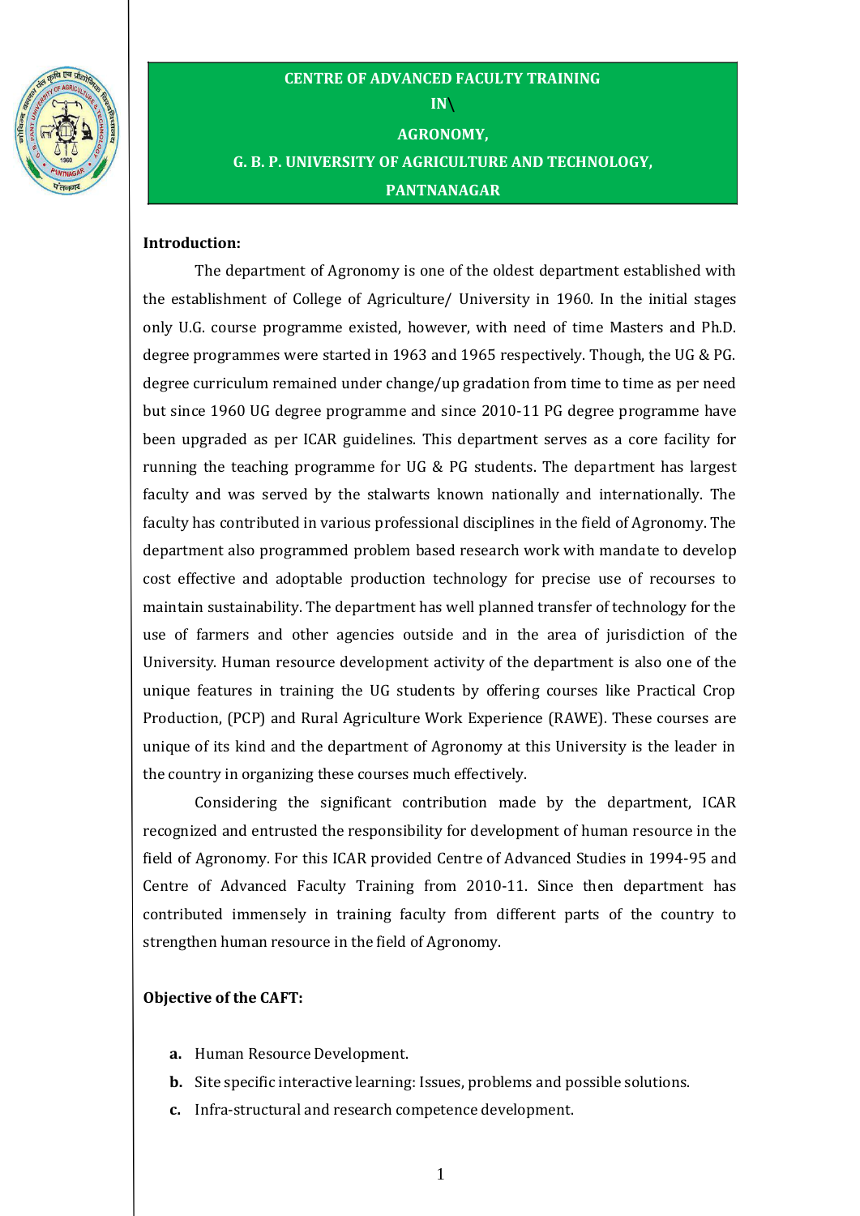# CENTRE OF ADVANCED FACULTY TRAINING IN\ AGRONOMY, G. B. P. UNIVERSITY OF AGRICULTURE AND TECHNOLOGY, PANTNANAGAR

**Introduction:**

The department of Agronomy is one of the oldest department established with the establishment of College of Agriculture/ University in 1960. In the initial stages only U.G. course programme existed, however, with need of time Masters and Ph.D. degree programmes were started in 1963 and 1965 respectively. Though, the UG & PG. degree curriculum remained under change/up gradation from time to time as per need but since 1960 UG degree programme and since 2010-11 PG degree programme have been upgraded as per ICAR guidelines. This department serves as a core facility for running the teaching programme for UG & PG students. The department has largest faculty and was served by the stalwarts known nationally and internationally. The faculty has contributed in various professional disciplines in the field of Agronomy. The department also programmed problem based research work with mandate to develop cost effective and adoptable production technology for precise use of recourses to maintain sustainability. The department has well planned transfer of technology for the use of farmers and other agencies outside and in the area of jurisdiction of the University. Human resource development activity of the department is also one of the unique features in training the UG students by offering courses like Practical Crop Production, (PCP) and Rural Agriculture Work Experience (RAWE). These courses are unique of its kind and the department of Agronomy at this University is the leader in the country in organizing these courses much effectively.

Considering the significant contribution made by the department, ICAR recognized and entrusted the responsibility for development of human resource in the field of Agronomy. For this ICAR provided Centre of Advanced Studies in 1994-95 and Centre of Advanced Faculty Training from 2010-11. Since then department has contributed immensely in training faculty from different parts of the country to strengthen human resource in the field of Agronomy.

**Objective of the CAFT:**

- **a.** Human Resource Development.
- **b.** Site specific interactive learning: Issues, problems and possible solutions.
- **c.** Infra-structural and research competence development.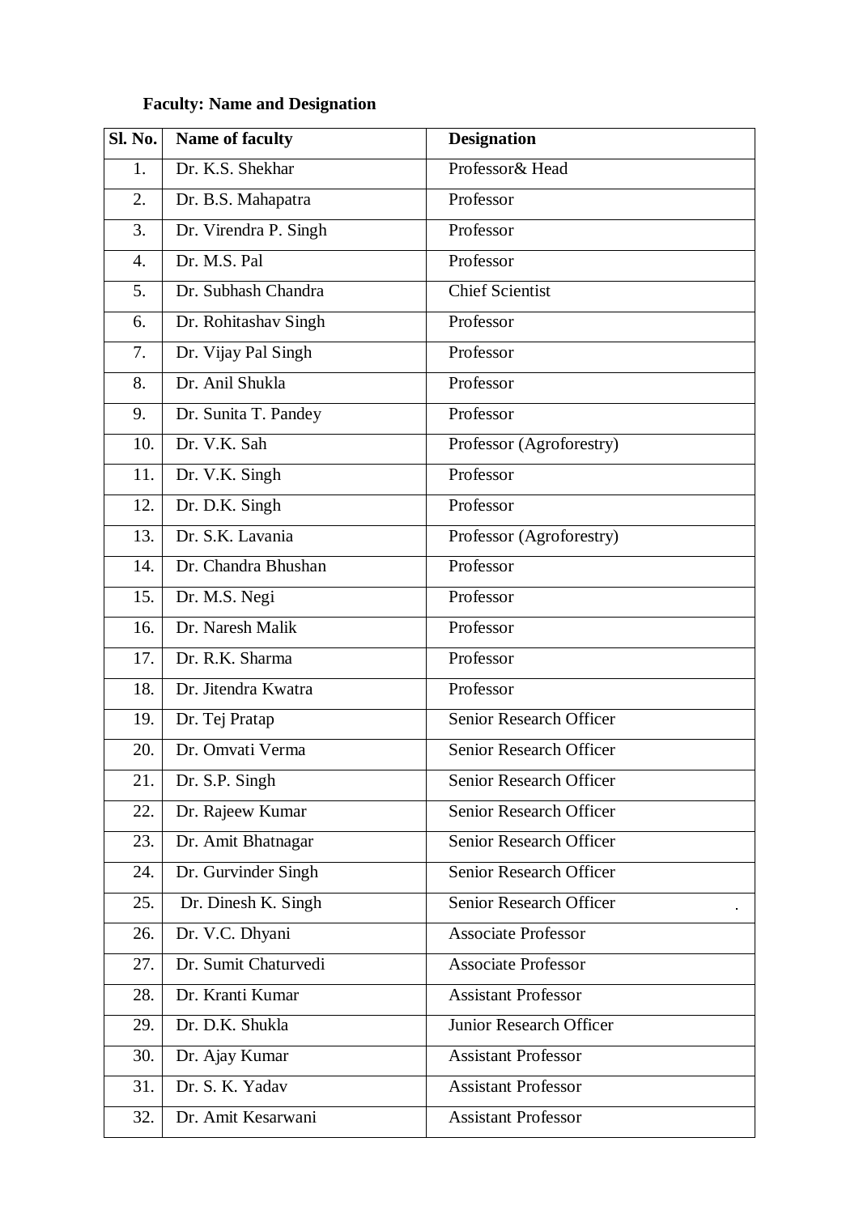**Faculty: Name and Designation**

| Sl. No. | Name of faculty | Designation |
|---|---|---|
| 1. | Dr. K.S. Shekhar | Professor& Head |
| 2. | Dr. B.S. Mahapatra | Professor |
| 3. | Dr. Virendra P. Singh | Professor |
| 4. | Dr. M.S. Pal | Professor |
| 5. | Dr. Subhash Chandra | Chief Scientist |
| 6. | Dr. Rohitashav Singh | Professor |
| 7. | Dr. Vijay Pal Singh | Professor |
| 8. | Dr. Anil Shukla | Professor |
| 9. | Dr. Sunita T. Pandey | Professor |
| 10. | Dr. V.K. Sah | Professor (Agroforestry) |
| 11. | Dr. V.K. Singh | Professor |
| 12. | Dr. D.K. Singh | Professor |
| 13. | Dr. S.K. Lavania | Professor (Agroforestry) |
| 14. | Dr. Chandra Bhushan | Professor |
| 15. | Dr. M.S. Negi | Professor |
| 16. | Dr. Naresh Malik | Professor |
| 17. | Dr. R.K. Sharma | Professor |
| 18. | Dr. Jitendra Kwatra | Professor |
| 19. | Dr. Tej Pratap | Senior Research Officer |
| 20. | Dr. Omvati Verma | Senior Research Officer |
| 21. | Dr. S.P. Singh | Senior Research Officer |
| 22. | Dr. Rajeew Kumar | Senior Research Officer |
| 23. | Dr. Amit Bhatnagar | Senior Research Officer |
| 24. | Dr. Gurvinder Singh | Senior Research Officer |
| 25. | Dr. Dinesh K. Singh | Senior Research Officer . |
| 26. | Dr. V.C. Dhyani | Associate Professor |
| 27. | Dr. Sumit Chaturvedi | Associate Professor |
| 28. | Dr. Kranti Kumar | Assistant Professor |
| 29. | Dr. D.K. Shukla | Junior Research Officer |
| 30. | Dr. Ajay Kumar | Assistant Professor |
| 31. | Dr. S. K. Yadav | Assistant Professor |
| 32. | Dr. Amit Kesarwani | Assistant Professor |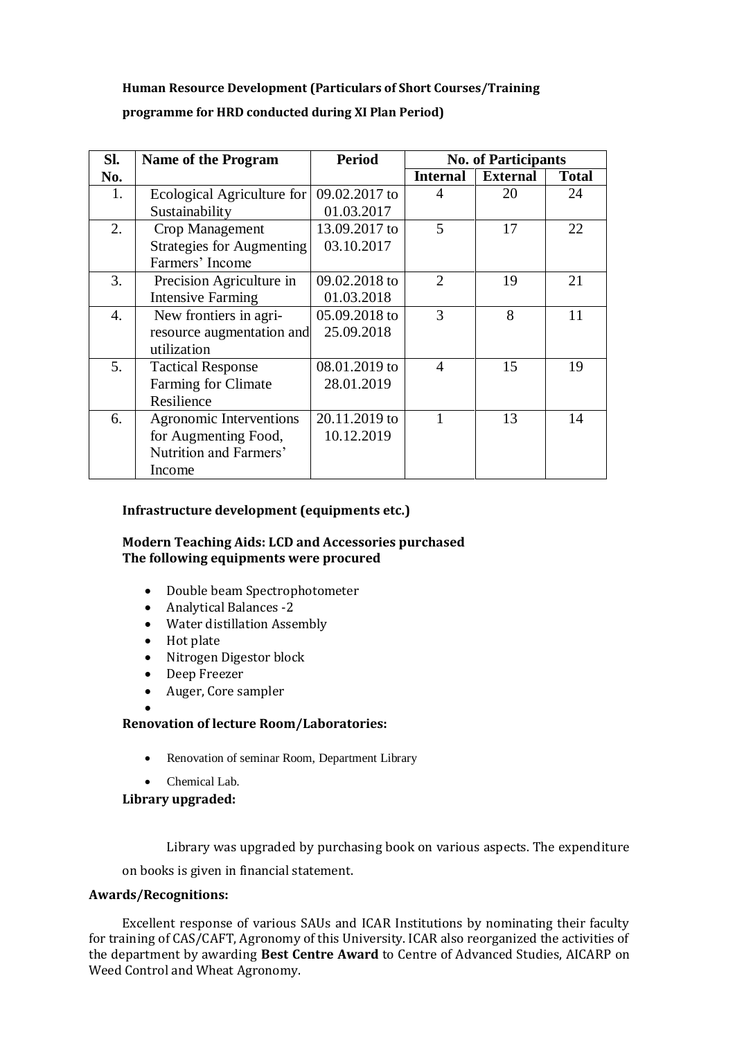**Human Resource Development (Particulars of Short Courses/Training programme for HRD conducted during XI Plan Period)**

| Sl. No. | Name of the Program | Period | No. of Participants | | |
|---|---|---|---|---|---|
| | | | Internal | External | Total |
| 1. | Ecological Agriculture for Sustainability | 09.02.2017 to 01.03.2017 | 4 | 20 | 24 |
| 2. | Crop Management Strategies for Augmenting Farmers' Income | 13.09.2017 to 03.10.2017 | 5 | 17 | 22 |
| 3. | Precision Agriculture in Intensive Farming | 09.02.2018 to 01.03.2018 | 2 | 19 | 21 |
| 4. | New frontiers in agri-resource augmentation and utilization | 05.09.2018 to 25.09.2018 | 3 | 8 | 11 |
| 5. | Tactical Response Farming for Climate Resilience | 08.01.2019 to 28.01.2019 | 4 | 15 | 19 |
| 6. | Agronomic Interventions for Augmenting Food, Nutrition and Farmers' Income | 20.11.2019 to 10.12.2019 | 1 | 13 | 14 |

**Infrastructure development (equipments etc.)**

**Modern Teaching Aids: LCD and Accessories purchased**
**The following equipments were procured**

- Double beam Spectrophotometer
- Analytical Balances -2
- Water distillation Assembly
- Hot plate
- Nitrogen Digestor block
- Deep Freezer
- Auger, Core sampler

**Renovation of lecture Room/Laboratories:**

- Renovation of seminar Room, Department Library
- Chemical Lab.

**Library upgraded:**

Library was upgraded by purchasing book on various aspects. The expenditure on books is given in financial statement.

**Awards/Recognitions:**

Excellent response of various SAUs and ICAR Institutions by nominating their faculty for training of CAS/CAFT, Agronomy of this University. ICAR also reorganized the activities of the department by awarding **Best Centre Award** to Centre of Advanced Studies, AICARP on Weed Control and Wheat Agronomy.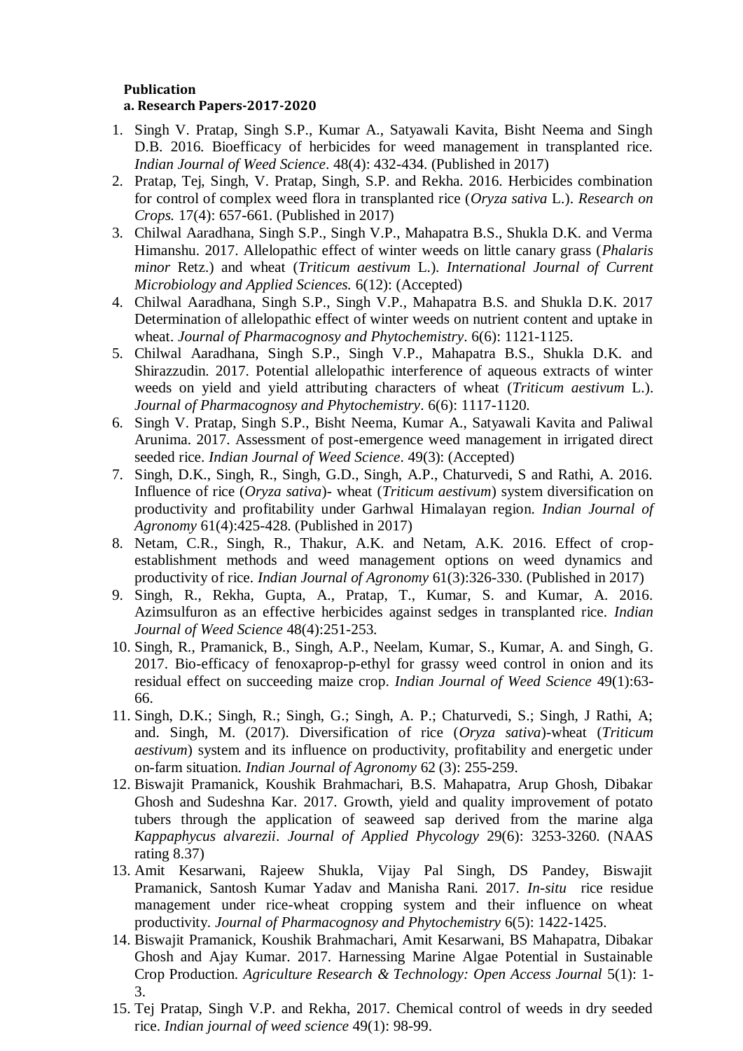**Publication**

**a. Research Papers-2017-2020**

1. Singh V. Pratap, Singh S.P., Kumar A., Satyawali Kavita, Bisht Neema and Singh D.B. 2016. Bioefficacy of herbicides for weed management in transplanted rice. *Indian Journal of Weed Science*. 48(4): 432-434. (Published in 2017)
2. Pratap, Tej, Singh, V. Pratap, Singh, S.P. and Rekha. 2016. Herbicides combination for control of complex weed flora in transplanted rice (*Oryza sativa* L.). *Research on Crops.* 17(4): 657-661. (Published in 2017)
3. Chilwal Aaradhana, Singh S.P., Singh V.P., Mahapatra B.S., Shukla D.K. and Verma Himanshu. 2017. Allelopathic effect of winter weeds on little canary grass (*Phalaris minor* Retz.) and wheat (*Triticum aestivum* L.). *International Journal of Current Microbiology and Applied Sciences.* 6(12): (Accepted)
4. Chilwal Aaradhana, Singh S.P., Singh V.P., Mahapatra B.S. and Shukla D.K. 2017 Determination of allelopathic effect of winter weeds on nutrient content and uptake in wheat. *Journal of Pharmacognosy and Phytochemistry*. 6(6): 1121-1125.
5. Chilwal Aaradhana, Singh S.P., Singh V.P., Mahapatra B.S., Shukla D.K. and Shirazzudin. 2017. Potential allelopathic interference of aqueous extracts of winter weeds on yield and yield attributing characters of wheat (*Triticum aestivum* L.). *Journal of Pharmacognosy and Phytochemistry*. 6(6): 1117-1120.
6. Singh V. Pratap, Singh S.P., Bisht Neema, Kumar A., Satyawali Kavita and Paliwal Arunima. 2017. Assessment of post-emergence weed management in irrigated direct seeded rice. *Indian Journal of Weed Science*. 49(3): (Accepted)
7. Singh, D.K., Singh, R., Singh, G.D., Singh, A.P., Chaturvedi, S and Rathi, A. 2016. Influence of rice (*Oryza sativa*)- wheat (*Triticum aestivum*) system diversification on productivity and profitability under Garhwal Himalayan region. *Indian Journal of Agronomy* 61(4):425-428. (Published in 2017)
8. Netam, C.R., Singh, R., Thakur, A.K. and Netam, A.K. 2016. Effect of crop-establishment methods and weed management options on weed dynamics and productivity of rice. *Indian Journal of Agronomy* 61(3):326-330. (Published in 2017)
9. Singh, R., Rekha, Gupta, A., Pratap, T., Kumar, S. and Kumar, A. 2016. Azimsulfuron as an effective herbicides against sedges in transplanted rice. *Indian Journal of Weed Science* 48(4):251-253.
10. Singh, R., Pramanick, B., Singh, A.P., Neelam, Kumar, S., Kumar, A. and Singh, G. 2017. Bio-efficacy of fenoxaprop-p-ethyl for grassy weed control in onion and its residual effect on succeeding maize crop. *Indian Journal of Weed Science* 49(1):63-66.
11. Singh, D.K.; Singh, R.; Singh, G.; Singh, A. P.; Chaturvedi, S.; Singh, J Rathi, A; and. Singh, M. (2017). Diversification of rice (*Oryza sativa*)-wheat (*Triticum aestivum*) system and its influence on productivity, profitability and energetic under on-farm situation. *Indian Journal of Agronomy* 62 (3): 255-259.
12. Biswajit Pramanick, Koushik Brahmachari, B.S. Mahapatra, Arup Ghosh, Dibakar Ghosh and Sudeshna Kar. 2017. Growth, yield and quality improvement of potato tubers through the application of seaweed sap derived from the marine alga *Kappaphycus alvarezii*. *Journal of Applied Phycology* 29(6): 3253-3260. (NAAS rating 8.37)
13. Amit Kesarwani, Rajeew Shukla, Vijay Pal Singh, DS Pandey, Biswajit Pramanick, Santosh Kumar Yadav and Manisha Rani. 2017. *In-situ* rice residue management under rice-wheat cropping system and their influence on wheat productivity. *Journal of Pharmacognosy and Phytochemistry* 6(5): 1422-1425.
14. Biswajit Pramanick, Koushik Brahmachari, Amit Kesarwani, BS Mahapatra, Dibakar Ghosh and Ajay Kumar. 2017. Harnessing Marine Algae Potential in Sustainable Crop Production. *Agriculture Research & Technology: Open Access Journal* 5(1): 1-3.
15. Tej Pratap, Singh V.P. and Rekha, 2017. Chemical control of weeds in dry seeded rice. *Indian journal of weed science* 49(1): 98-99.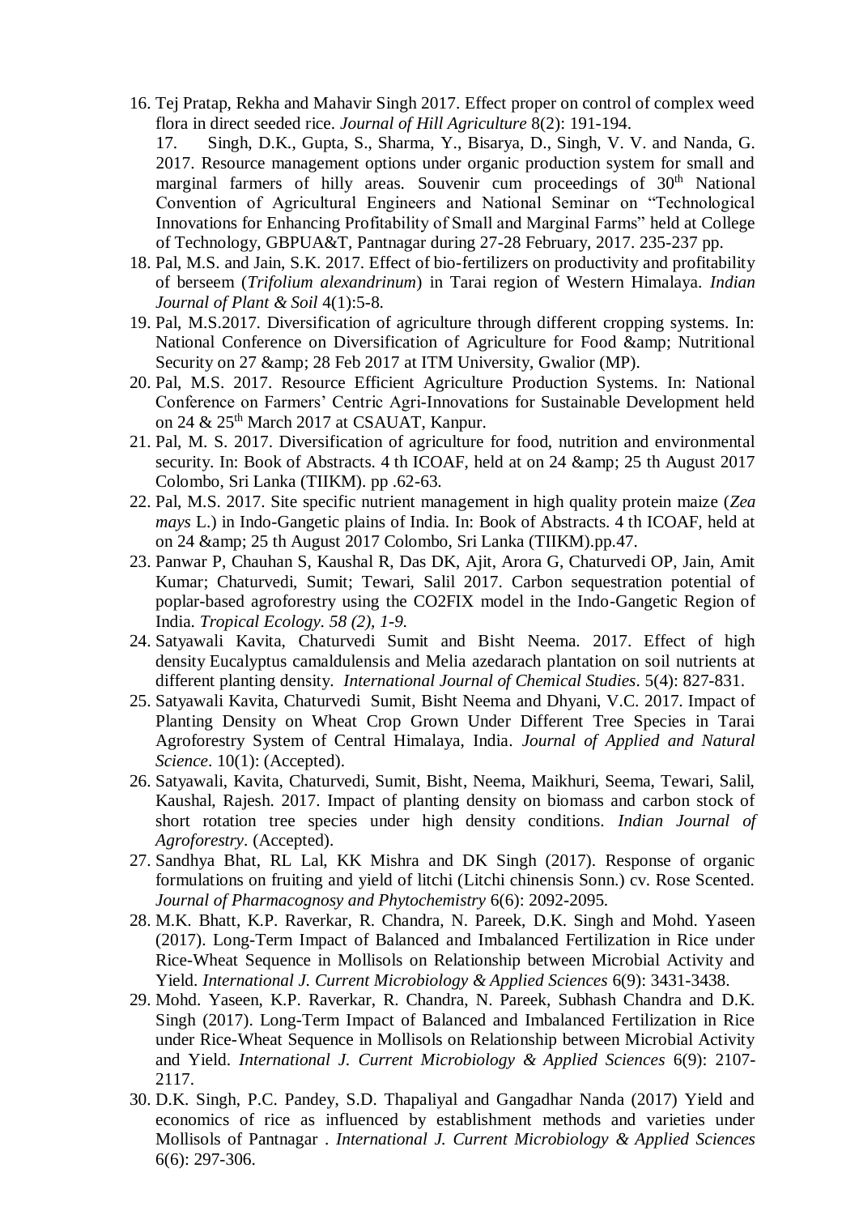16. Tej Pratap, Rekha and Mahavir Singh 2017. Effect proper on control of complex weed flora in direct seeded rice. *Journal of Hill Agriculture* 8(2): 191-194.
17. Singh, D.K., Gupta, S., Sharma, Y., Bisarya, D., Singh, V. V. and Nanda, G. 2017. Resource management options under organic production system for small and marginal farmers of hilly areas. Souvenir cum proceedings of 30th National Convention of Agricultural Engineers and National Seminar on "Technological Innovations for Enhancing Profitability of Small and Marginal Farms" held at College of Technology, GBPUA&T, Pantnagar during 27-28 February, 2017. 235-237 pp.
18. Pal, M.S. and Jain, S.K. 2017. Effect of bio-fertilizers on productivity and profitability of berseem (*Trifolium alexandrinum*) in Tarai region of Western Himalaya. *Indian Journal of Plant & Soil* 4(1):5-8.
19. Pal, M.S.2017. Diversification of agriculture through different cropping systems. In: National Conference on Diversification of Agriculture for Food &amp; Nutritional Security on 27 &amp; 28 Feb 2017 at ITM University, Gwalior (MP).
20. Pal, M.S. 2017. Resource Efficient Agriculture Production Systems. In: National Conference on Farmers' Centric Agri-Innovations for Sustainable Development held on 24 & 25th March 2017 at CSAUAT, Kanpur.
21. Pal, M. S. 2017. Diversification of agriculture for food, nutrition and environmental security. In: Book of Abstracts. 4 th ICOAF, held at on 24 &amp; 25 th August 2017 Colombo, Sri Lanka (TIIKM). pp .62-63.
22. Pal, M.S. 2017. Site specific nutrient management in high quality protein maize (*Zea mays* L.) in Indo-Gangetic plains of India. In: Book of Abstracts. 4 th ICOAF, held at on 24 &amp; 25 th August 2017 Colombo, Sri Lanka (TIIKM).pp.47.
23. Panwar P, Chauhan S, Kaushal R, Das DK, Ajit, Arora G, Chaturvedi OP, Jain, Amit Kumar; Chaturvedi, Sumit; Tewari, Salil 2017. Carbon sequestration potential of poplar-based agroforestry using the CO2FIX model in the Indo-Gangetic Region of India. *Tropical Ecology. 58 (2), 1-9.*
24. Satyawali Kavita, Chaturvedi Sumit and Bisht Neema. 2017. Effect of high density Eucalyptus camaldulensis and Melia azedarach plantation on soil nutrients at different planting density. *International Journal of Chemical Studies*. 5(4): 827-831.
25. Satyawali Kavita, Chaturvedi Sumit, Bisht Neema and Dhyani, V.C. 2017. Impact of Planting Density on Wheat Crop Grown Under Different Tree Species in Tarai Agroforestry System of Central Himalaya, India. *Journal of Applied and Natural Science*. 10(1): (Accepted).
26. Satyawali, Kavita, Chaturvedi, Sumit, Bisht, Neema, Maikhuri, Seema, Tewari, Salil, Kaushal, Rajesh. 2017. Impact of planting density on biomass and carbon stock of short rotation tree species under high density conditions. *Indian Journal of Agroforestry*. (Accepted).
27. Sandhya Bhat, RL Lal, KK Mishra and DK Singh (2017). Response of organic formulations on fruiting and yield of litchi (Litchi chinensis Sonn.) cv. Rose Scented. *Journal of Pharmacognosy and Phytochemistry* 6(6): 2092-2095.
28. M.K. Bhatt, K.P. Raverkar, R. Chandra, N. Pareek, D.K. Singh and Mohd. Yaseen (2017). Long-Term Impact of Balanced and Imbalanced Fertilization in Rice under Rice-Wheat Sequence in Mollisols on Relationship between Microbial Activity and Yield. *International J. Current Microbiology & Applied Sciences* 6(9): 3431-3438.
29. Mohd. Yaseen, K.P. Raverkar, R. Chandra, N. Pareek, Subhash Chandra and D.K. Singh (2017). Long-Term Impact of Balanced and Imbalanced Fertilization in Rice under Rice-Wheat Sequence in Mollisols on Relationship between Microbial Activity and Yield. *International J. Current Microbiology & Applied Sciences* 6(9): 2107-2117.
30. D.K. Singh, P.C. Pandey, S.D. Thapaliyal and Gangadhar Nanda (2017) Yield and economics of rice as influenced by establishment methods and varieties under Mollisols of Pantnagar . *International J. Current Microbiology & Applied Sciences* 6(6): 297-306.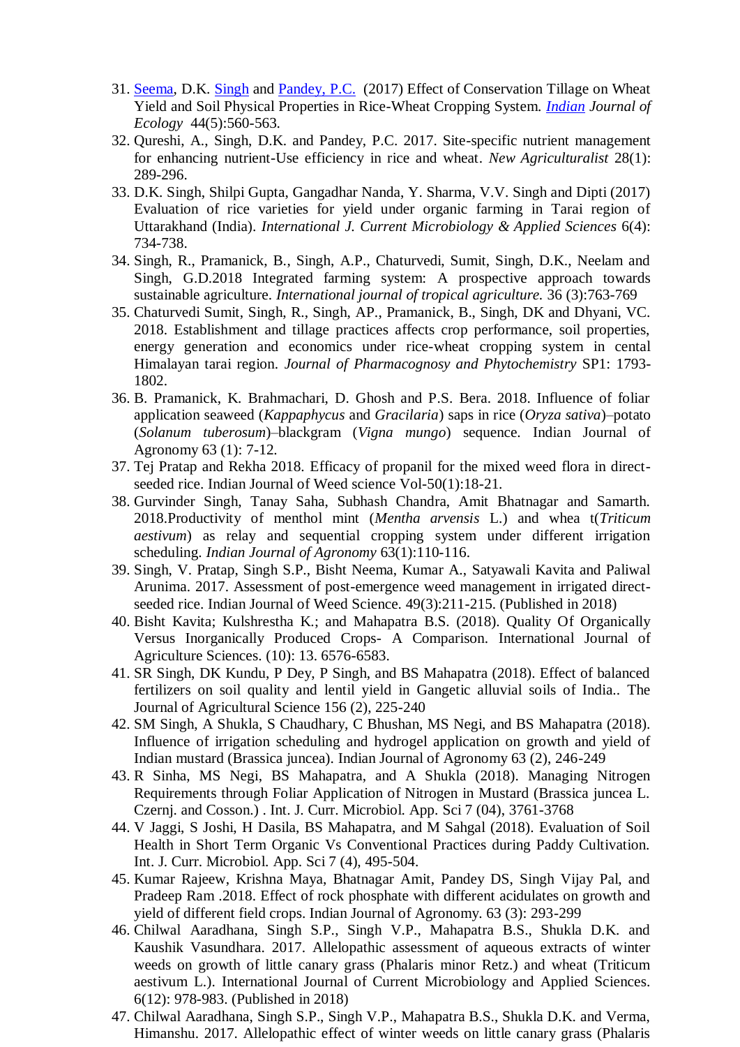31. Seema, D.K. Singh and Pandey, P.C. (2017) Effect of Conservation Tillage on Wheat Yield and Soil Physical Properties in Rice-Wheat Cropping System. *Indian Journal of Ecology* 44(5):560-563.
32. Qureshi, A., Singh, D.K. and Pandey, P.C. 2017. Site-specific nutrient management for enhancing nutrient-Use efficiency in rice and wheat. *New Agriculturalist* 28(1): 289-296.
33. D.K. Singh, Shilpi Gupta, Gangadhar Nanda, Y. Sharma, V.V. Singh and Dipti (2017) Evaluation of rice varieties for yield under organic farming in Tarai region of Uttarakhand (India). *International J. Current Microbiology & Applied Sciences* 6(4): 734-738.
34. Singh, R., Pramanick, B., Singh, A.P., Chaturvedi, Sumit, Singh, D.K., Neelam and Singh, G.D.2018 Integrated farming system: A prospective approach towards sustainable agriculture. *International journal of tropical agriculture.* 36 (3):763-769
35. Chaturvedi Sumit, Singh, R., Singh, AP., Pramanick, B., Singh, DK and Dhyani, VC. 2018. Establishment and tillage practices affects crop performance, soil properties, energy generation and economics under rice-wheat cropping system in cental Himalayan tarai region. *Journal of Pharmacognosy and Phytochemistry* SP1: 1793-1802.
36. B. Pramanick, K. Brahmachari, D. Ghosh and P.S. Bera. 2018. Influence of foliar application seaweed (*Kappaphycus* and *Gracilaria*) saps in rice (*Oryza sativa*)–potato (*Solanum tuberosum*)–blackgram (*Vigna mungo*) sequence. Indian Journal of Agronomy 63 (1): 7-12.
37. Tej Pratap and Rekha 2018. Efficacy of propanil for the mixed weed flora in direct-seeded rice. Indian Journal of Weed science Vol-50(1):18-21.
38. Gurvinder Singh, Tanay Saha, Subhash Chandra, Amit Bhatnagar and Samarth. 2018.Productivity of menthol mint (*Mentha arvensis* L.) and whea t(*Triticum aestivum*) as relay and sequential cropping system under different irrigation scheduling. *Indian Journal of Agronomy* 63(1):110-116.
39. Singh, V. Pratap, Singh S.P., Bisht Neema, Kumar A., Satyawali Kavita and Paliwal Arunima. 2017. Assessment of post-emergence weed management in irrigated direct-seeded rice. Indian Journal of Weed Science. 49(3):211-215. (Published in 2018)
40. Bisht Kavita; Kulshrestha K.; and Mahapatra B.S. (2018). Quality Of Organically Versus Inorganically Produced Crops- A Comparison. International Journal of Agriculture Sciences. (10): 13. 6576-6583.
41. SR Singh, DK Kundu, P Dey, P Singh, and BS Mahapatra (2018). Effect of balanced fertilizers on soil quality and lentil yield in Gangetic alluvial soils of India.. The Journal of Agricultural Science 156 (2), 225-240
42. SM Singh, A Shukla, S Chaudhary, C Bhushan, MS Negi, and BS Mahapatra (2018). Influence of irrigation scheduling and hydrogel application on growth and yield of Indian mustard (Brassica juncea). Indian Journal of Agronomy 63 (2), 246-249
43. R Sinha, MS Negi, BS Mahapatra, and A Shukla (2018). Managing Nitrogen Requirements through Foliar Application of Nitrogen in Mustard (Brassica juncea L. Czernj. and Cosson.) . Int. J. Curr. Microbiol. App. Sci 7 (04), 3761-3768
44. V Jaggi, S Joshi, H Dasila, BS Mahapatra, and M Sahgal (2018). Evaluation of Soil Health in Short Term Organic Vs Conventional Practices during Paddy Cultivation. Int. J. Curr. Microbiol. App. Sci 7 (4), 495-504.
45. Kumar Rajeew, Krishna Maya, Bhatnagar Amit, Pandey DS, Singh Vijay Pal, and Pradeep Ram .2018. Effect of rock phosphate with different acidulates on growth and yield of different field crops. Indian Journal of Agronomy. 63 (3): 293-299
46. Chilwal Aaradhana, Singh S.P., Singh V.P., Mahapatra B.S., Shukla D.K. and Kaushik Vasundhara. 2017. Allelopathic assessment of aqueous extracts of winter weeds on growth of little canary grass (Phalaris minor Retz.) and wheat (Triticum aestivum L.). International Journal of Current Microbiology and Applied Sciences. 6(12): 978-983. (Published in 2018)
47. Chilwal Aaradhana, Singh S.P., Singh V.P., Mahapatra B.S., Shukla D.K. and Verma, Himanshu. 2017. Allelopathic effect of winter weeds on little canary grass (Phalaris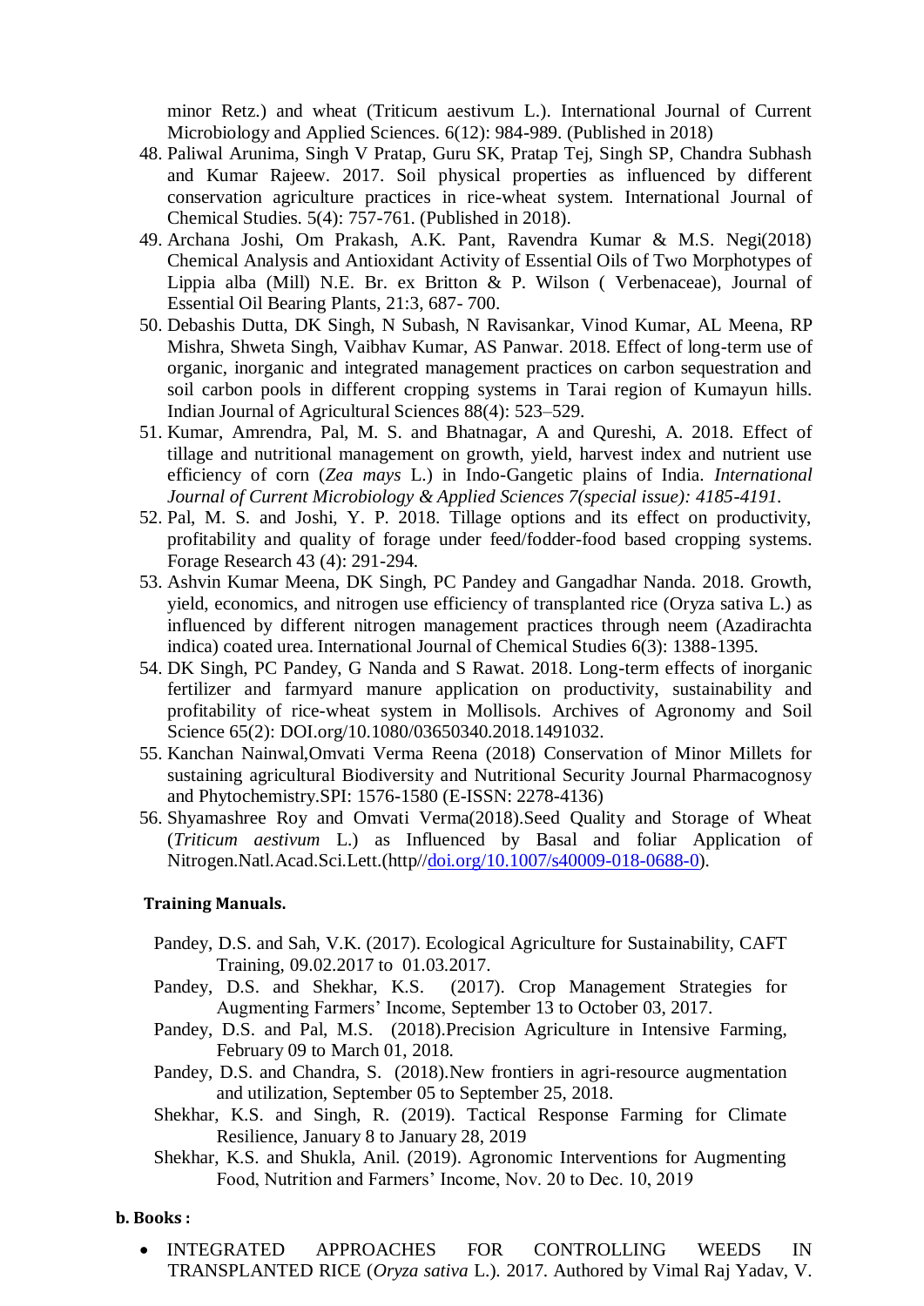minor Retz.) and wheat (Triticum aestivum L.). International Journal of Current Microbiology and Applied Sciences. 6(12): 984-989. (Published in 2018)

48. Paliwal Arunima, Singh V Pratap, Guru SK, Pratap Tej, Singh SP, Chandra Subhash and Kumar Rajeew. 2017. Soil physical properties as influenced by different conservation agriculture practices in rice-wheat system. International Journal of Chemical Studies. 5(4): 757-761. (Published in 2018).
49. Archana Joshi, Om Prakash, A.K. Pant, Ravendra Kumar & M.S. Negi(2018) Chemical Analysis and Antioxidant Activity of Essential Oils of Two Morphotypes of Lippia alba (Mill) N.E. Br. ex Britton & P. Wilson ( Verbenaceae), Journal of Essential Oil Bearing Plants, 21:3, 687- 700.
50. Debashis Dutta, DK Singh, N Subash, N Ravisankar, Vinod Kumar, AL Meena, RP Mishra, Shweta Singh, Vaibhav Kumar, AS Panwar. 2018. Effect of long-term use of organic, inorganic and integrated management practices on carbon sequestration and soil carbon pools in different cropping systems in Tarai region of Kumayun hills. Indian Journal of Agricultural Sciences 88(4): 523–529.
51. Kumar, Amrendra, Pal, M. S. and Bhatnagar, A and Qureshi, A. 2018. Effect of tillage and nutritional management on growth, yield, harvest index and nutrient use efficiency of corn (*Zea mays* L.) in Indo-Gangetic plains of India. *International Journal of Current Microbiology & Applied Sciences 7(special issue): 4185-4191.*
52. Pal, M. S. and Joshi, Y. P. 2018. Tillage options and its effect on productivity, profitability and quality of forage under feed/fodder-food based cropping systems. Forage Research 43 (4): 291-294.
53. Ashvin Kumar Meena, DK Singh, PC Pandey and Gangadhar Nanda. 2018. Growth, yield, economics, and nitrogen use efficiency of transplanted rice (Oryza sativa L.) as influenced by different nitrogen management practices through neem (Azadirachta indica) coated urea. International Journal of Chemical Studies 6(3): 1388-1395.
54. DK Singh, PC Pandey, G Nanda and S Rawat. 2018. Long-term effects of inorganic fertilizer and farmyard manure application on productivity, sustainability and profitability of rice-wheat system in Mollisols. Archives of Agronomy and Soil Science 65(2): DOI.org/10.1080/03650340.2018.1491032.
55. Kanchan Nainwal,Omvati Verma Reena (2018) Conservation of Minor Millets for sustaining agricultural Biodiversity and Nutritional Security Journal Pharmacognosy and Phytochemistry.SPI: 1576-1580 (E-ISSN: 2278-4136)
56. Shyamashree Roy and Omvati Verma(2018).Seed Quality and Storage of Wheat (*Triticum aestivum* L.) as Influenced by Basal and foliar Application of Nitrogen.Natl.Acad.Sci.Lett.(http//doi.org/10.1007/s40009-018-0688-0).

**Training Manuals.**

Pandey, D.S. and Sah, V.K. (2017). Ecological Agriculture for Sustainability, CAFT Training, 09.02.2017 to 01.03.2017.

Pandey, D.S. and Shekhar, K.S. (2017). Crop Management Strategies for Augmenting Farmers' Income, September 13 to October 03, 2017.

Pandey, D.S. and Pal, M.S. (2018).Precision Agriculture in Intensive Farming, February 09 to March 01, 2018.

Pandey, D.S. and Chandra, S. (2018).New frontiers in agri-resource augmentation and utilization, September 05 to September 25, 2018.

Shekhar, K.S. and Singh, R. (2019). Tactical Response Farming for Climate Resilience, January 8 to January 28, 2019

Shekhar, K.S. and Shukla, Anil. (2019). Agronomic Interventions for Augmenting Food, Nutrition and Farmers' Income, Nov. 20 to Dec. 10, 2019

**b. Books :**

- INTEGRATED APPROACHES FOR CONTROLLING WEEDS IN TRANSPLANTED RICE (*Oryza sativa* L.). 2017. Authored by Vimal Raj Yadav, V.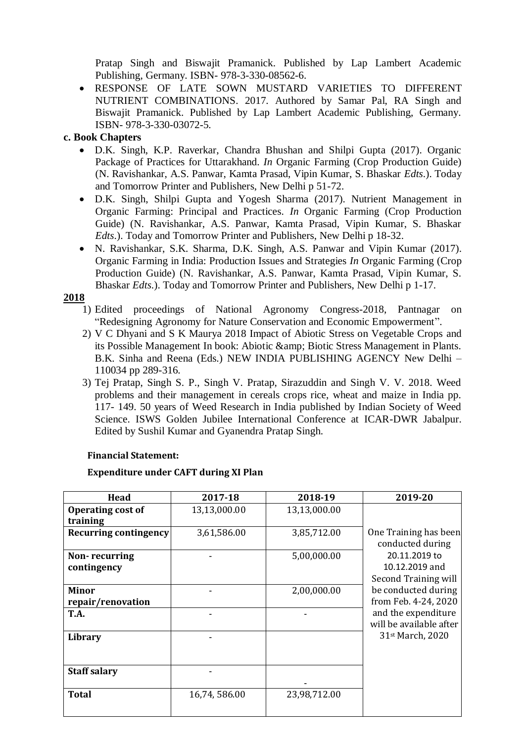Pratap Singh and Biswajit Pramanick. Published by Lap Lambert Academic Publishing, Germany. ISBN- 978-3-330-08562-6.

- RESPONSE OF LATE SOWN MUSTARD VARIETIES TO DIFFERENT NUTRIENT COMBINATIONS. 2017. Authored by Samar Pal, RA Singh and Biswajit Pramanick. Published by Lap Lambert Academic Publishing, Germany. ISBN- 978-3-330-03072-5.

**c. Book Chapters**

- D.K. Singh, K.P. Raverkar, Chandra Bhushan and Shilpi Gupta (2017). Organic Package of Practices for Uttarakhand. *In* Organic Farming (Crop Production Guide) (N. Ravishankar, A.S. Panwar, Kamta Prasad, Vipin Kumar, S. Bhaskar *Edts*.). Today and Tomorrow Printer and Publishers, New Delhi p 51-72.
- D.K. Singh, Shilpi Gupta and Yogesh Sharma (2017). Nutrient Management in Organic Farming: Principal and Practices. *In* Organic Farming (Crop Production Guide) (N. Ravishankar, A.S. Panwar, Kamta Prasad, Vipin Kumar, S. Bhaskar *Edts*.). Today and Tomorrow Printer and Publishers, New Delhi p 18-32.
- N. Ravishankar, S.K. Sharma, D.K. Singh, A.S. Panwar and Vipin Kumar (2017). Organic Farming in India: Production Issues and Strategies *In* Organic Farming (Crop Production Guide) (N. Ravishankar, A.S. Panwar, Kamta Prasad, Vipin Kumar, S. Bhaskar *Edts*.). Today and Tomorrow Printer and Publishers, New Delhi p 1-17.

**2018**

1) Edited proceedings of National Agronomy Congress-2018, Pantnagar on "Redesigning Agronomy for Nature Conservation and Economic Empowerment".
2) V C Dhyani and S K Maurya 2018 Impact of Abiotic Stress on Vegetable Crops and its Possible Management In book: Abiotic &amp; Biotic Stress Management in Plants. B.K. Sinha and Reena (Eds.) NEW INDIA PUBLISHING AGENCY New Delhi – 110034 pp 289-316.
3) Tej Pratap, Singh S. P., Singh V. Pratap, Sirazuddin and Singh V. V. 2018. Weed problems and their management in cereals crops rice, wheat and maize in India pp. 117- 149. 50 years of Weed Research in India published by Indian Society of Weed Science. ISWS Golden Jubilee International Conference at ICAR-DWR Jabalpur. Edited by Sushil Kumar and Gyanendra Pratap Singh.

**Financial Statement:**

**Expenditure under CAFT during XI Plan**

| Head | 2017-18 | 2018-19 | 2019-20 |
|---|---|---|---|
| **Operating cost of training** | 13,13,000.00 | 13,13,000.00 | One Training has been conducted during 20.11.2019 to 10.12.2019 and Second Training will be conducted during from Feb. 4-24, 2020 and the expenditure will be available after 31st March, 2020 |
| **Recurring contingency** | 3,61,586.00 | 3,85,712.00 | |
| **Non- recurring contingency** | - | 5,00,000.00 | |
| **Minor repair/renovation** | - | 2,00,000.00 | |
| **T.A.** | - | - | |
| **Library** | - | | |
| **Staff salary** | - | - | |
| **Total** | 16,74, 586.00 | 23,98,712.00 | |